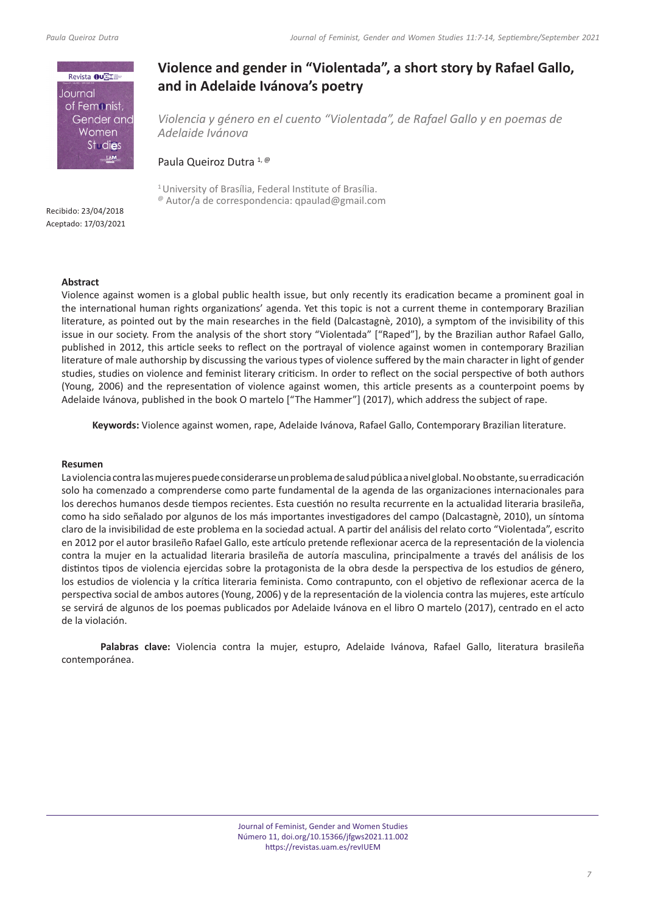# Violence and gender in "Violentada", a short story by Rafael Gallo, and in Adelaide Ivánova's poetry

*Violencia y género en el cuento "Violentada", de Rafael Gallo y en poemas de Adelaide Ivánova*

Paula Queiroz Dutra [1, @]

[1] University of Brasília, Federal Institute of Brasília.
[@] Autor/a de correspondencia: qpaulad@gmail.com

Recibido: 23/04/2018
Aceptado: 17/03/2021

**Abstract**

Violence against women is a global public health issue, but only recently its eradication became a prominent goal in the international human rights organizations' agenda. Yet this topic is not a current theme in contemporary Brazilian literature, as pointed out by the main researches in the field (Dalcastagnè, 2010), a symptom of the invisibility of this issue in our society. From the analysis of the short story "Violentada" ["Raped"], by the Brazilian author Rafael Gallo, published in 2012, this article seeks to reflect on the portrayal of violence against women in contemporary Brazilian literature of male authorship by discussing the various types of violence suffered by the main character in light of gender studies, studies on violence and feminist literary criticism. In order to reflect on the social perspective of both authors (Young, 2006) and the representation of violence against women, this article presents as a counterpoint poems by Adelaide Ivánova, published in the book O martelo ["The Hammer"] (2017), which address the subject of rape.

**Keywords:** Violence against women, rape, Adelaide Ivánova, Rafael Gallo, Contemporary Brazilian literature.

**Resumen**

La violencia contra las mujeres puede considerarse un problema de salud pública a nivel global. No obstante, su erradicación solo ha comenzado a comprenderse como parte fundamental de la agenda de las organizaciones internacionales para los derechos humanos desde tiempos recientes. Esta cuestión no resulta recurrente en la actualidad literaria brasileña, como ha sido señalado por algunos de los más importantes investigadores del campo (Dalcastagnè, 2010), un síntoma claro de la invisibilidad de este problema en la sociedad actual. A partir del análisis del relato corto "Violentada", escrito en 2012 por el autor brasileño Rafael Gallo, este artículo pretende reflexionar acerca de la representación de la violencia contra la mujer en la actualidad literaria brasileña de autoría masculina, principalmente a través del análisis de los distintos tipos de violencia ejercidas sobre la protagonista de la obra desde la perspectiva de los estudios de género, los estudios de violencia y la crítica literaria feminista. Como contrapunto, con el objetivo de reflexionar acerca de la perspectiva social de ambos autores (Young, 2006) y de la representación de la violencia contra las mujeres, este artículo se servirá de algunos de los poemas publicados por Adelaide Ivánova en el libro O martelo (2017), centrado en el acto de la violación.

**Palabras clave:** Violencia contra la mujer, estupro, Adelaide Ivánova, Rafael Gallo, literatura brasileña contemporánea.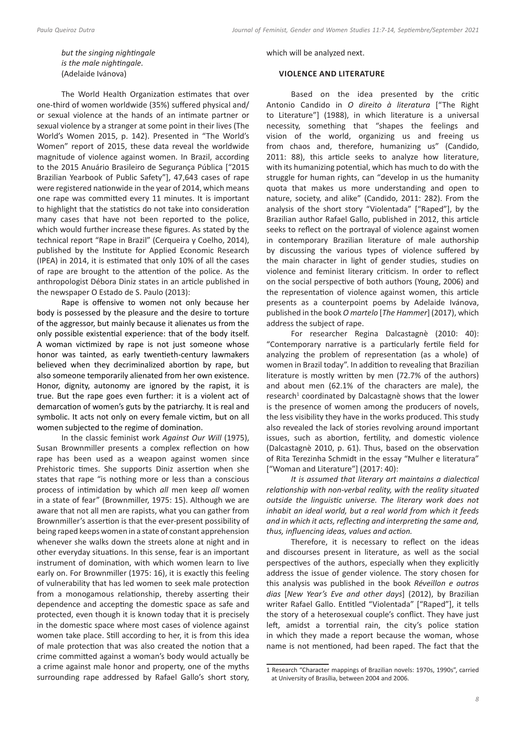*but the singing nightingale*
*is the male nightingale.*
(Adelaide Ivánova)

The World Health Organization estimates that over one-third of women worldwide (35%) suffered physical and/or sexual violence at the hands of an intimate partner or sexual violence by a stranger at some point in their lives (The World's Women 2015, p. 142). Presented in "The World's Women" report of 2015, these data reveal the worldwide magnitude of violence against women. In Brazil, according to the 2015 Anuário Brasileiro de Segurança Pública ["2015 Brazilian Yearbook of Public Safety"], 47,643 cases of rape were registered nationwide in the year of 2014, which means one rape was committed every 11 minutes. It is important to highlight that the statistics do not take into consideration many cases that have not been reported to the police, which would further increase these figures. As stated by the technical report "Rape in Brazil" (Cerqueira y Coelho, 2014), published by the Institute for Applied Economic Research (IPEA) in 2014, it is estimated that only 10% of all the cases of rape are brought to the attention of the police. As the anthropologist Débora Diniz states in an article published in the newspaper O Estado de S. Paulo (2013):

Rape is offensive to women not only because her body is possessed by the pleasure and the desire to torture of the aggressor, but mainly because it alienates us from the only possible existential experience: that of the body itself. A woman victimized by rape is not just someone whose honor was tainted, as early twentieth-century lawmakers believed when they decriminalized abortion by rape, but also someone temporarily alienated from her own existence. Honor, dignity, autonomy are ignored by the rapist, it is true. But the rape goes even further: it is a violent act of demarcation of women's guts by the patriarchy. It is real and symbolic. It acts not only on every female victim, but on all women subjected to the regime of domination.

In the classic feminist work *Against Our Will* (1975), Susan Brownmiller presents a complex reflection on how rape has been used as a weapon against women since Prehistoric times. She supports Diniz assertion when she states that rape "is nothing more or less than a conscious process of intimidation by which *all* men keep *all* women in a state of fear" (Brownmiller, 1975: 15). Although we are aware that not all men are rapists, what you can gather from Brownmiller's assertion is that the ever-present possibility of being raped keeps women in a state of constant apprehension whenever she walks down the streets alone at night and in other everyday situations. In this sense, fear is an important instrument of domination, with which women learn to live early on. For Brownmiller (1975: 16), it is exactly this feeling of vulnerability that has led women to seek male protection from a monogamous relationship, thereby asserting their dependence and accepting the domestic space as safe and protected, even though it is known today that it is precisely in the domestic space where most cases of violence against women take place. Still according to her, it is from this idea of male protection that was also created the notion that a crime committed against a woman's body would actually be a crime against male honor and property, one of the myths surrounding rape addressed by Rafael Gallo's short story, which will be analyzed next.

## VIOLENCE AND LITERATURE

Based on the idea presented by the critic Antonio Candido in *O direito à literatura* ["The Right to Literature"] (1988), in which literature is a universal necessity, something that "shapes the feelings and vision of the world, organizing us and freeing us from chaos and, therefore, humanizing us" (Candido, 2011: 88), this article seeks to analyze how literature, with its humanizing potential, which has much to do with the struggle for human rights, can "develop in us the humanity quota that makes us more understanding and open to nature, society, and alike" (Candido, 2011: 282). From the analysis of the short story "Violentada" ["Raped"], by the Brazilian author Rafael Gallo, published in 2012, this article seeks to reflect on the portrayal of violence against women in contemporary Brazilian literature of male authorship by discussing the various types of violence suffered by the main character in light of gender studies, studies on violence and feminist literary criticism. In order to reflect on the social perspective of both authors (Young, 2006) and the representation of violence against women, this article presents as a counterpoint poems by Adelaide Ivánova, published in the book *O martelo* [*The Hammer*] (2017), which address the subject of rape.

For researcher Regina Dalcastagnè (2010: 40): "Contemporary narrative is a particularly fertile field for analyzing the problem of representation (as a whole) of women in Brazil today". In addition to revealing that Brazilian literature is mostly written by men (72.7% of the authors) and about men (62.1% of the characters are male), the research[1] coordinated by Dalcastagnè shows that the lower is the presence of women among the producers of novels, the less visibility they have in the works produced. This study also revealed the lack of stories revolving around important issues, such as abortion, fertility, and domestic violence (Dalcastagnè 2010, p. 61). Thus, based on the observation of Rita Terezinha Schmidt in the essay "Mulher e literatura" ["Woman and Literature"] (2017: 40):

*It is assumed that literary art maintains a dialectical relationship with non-verbal reality, with the reality situated outside the linguistic universe. The literary work does not inhabit an ideal world, but a real world from which it feeds and in which it acts, reflecting and interpreting the same and, thus, influencing ideas, values and action.*

Therefore, it is necessary to reflect on the ideas and discourses present in literature, as well as the social perspectives of the authors, especially when they explicitly address the issue of gender violence. The story chosen for this analysis was published in the book *Réveillon e outros dias* [*New Year's Eve and other days*] (2012), by Brazilian writer Rafael Gallo. Entitled "Violentada" ["Raped"], it tells the story of a heterosexual couple's conflict. They have just left, amidst a torrential rain, the city's police station in which they made a report because the woman, whose name is not mentioned, had been raped. The fact that the

---

1 Research "Character mappings of Brazilian novels: 1970s, 1990s", carried at University of Brasília, between 2004 and 2006.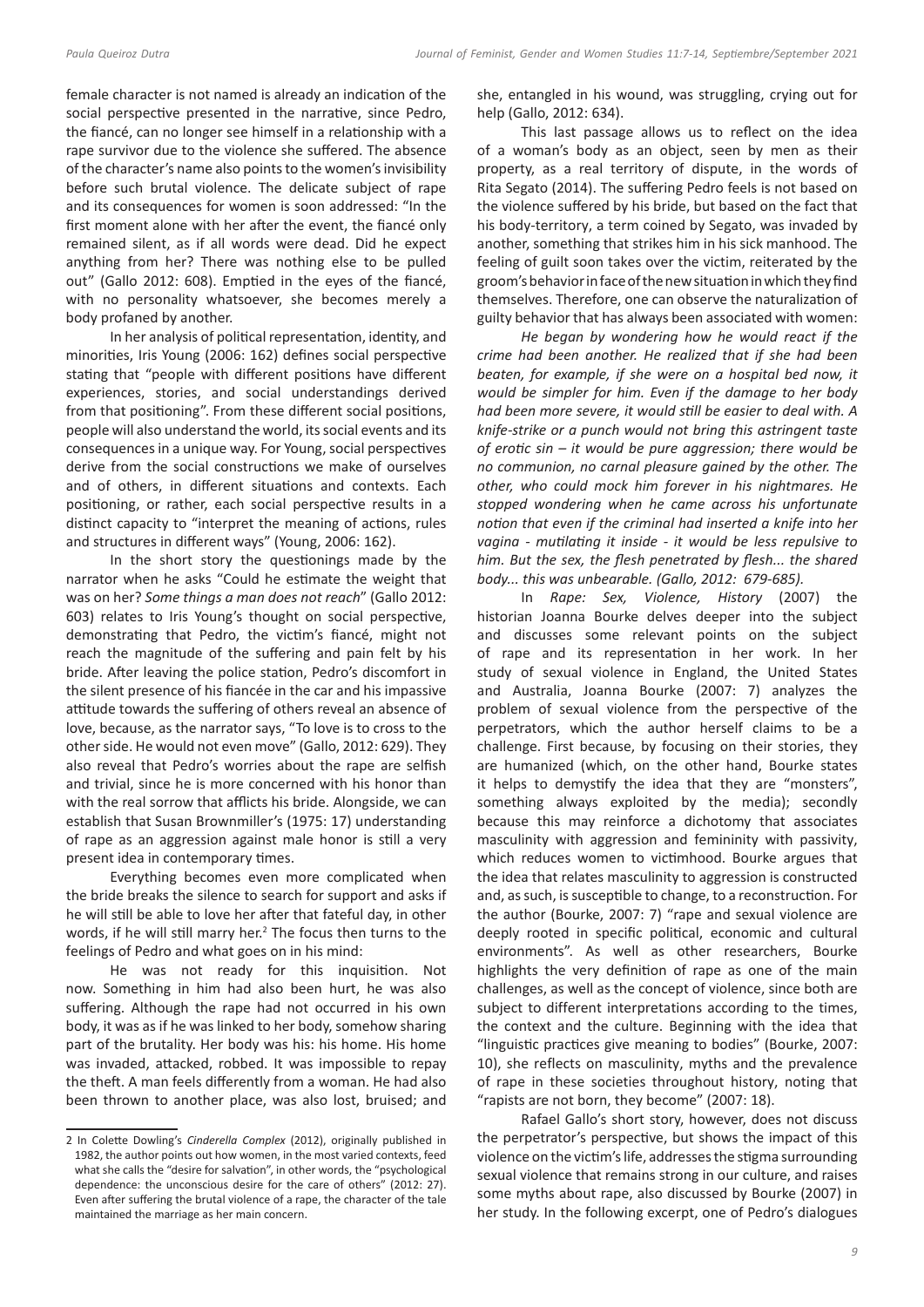female character is not named is already an indication of the social perspective presented in the narrative, since Pedro, the fiancé, can no longer see himself in a relationship with a rape survivor due to the violence she suffered. The absence of the character's name also points to the women's invisibility before such brutal violence. The delicate subject of rape and its consequences for women is soon addressed: "In the first moment alone with her after the event, the fiancé only remained silent, as if all words were dead. Did he expect anything from her? There was nothing else to be pulled out" (Gallo 2012: 608). Emptied in the eyes of the fiancé, with no personality whatsoever, she becomes merely a body profaned by another.

In her analysis of political representation, identity, and minorities, Iris Young (2006: 162) defines social perspective stating that "people with different positions have different experiences, stories, and social understandings derived from that positioning". From these different social positions, people will also understand the world, its social events and its consequences in a unique way. For Young, social perspectives derive from the social constructions we make of ourselves and of others, in different situations and contexts. Each positioning, or rather, each social perspective results in a distinct capacity to "interpret the meaning of actions, rules and structures in different ways" (Young, 2006: 162).

In the short story the questionings made by the narrator when he asks "Could he estimate the weight that was on her? *Some things a man does not reach*" (Gallo 2012: 603) relates to Iris Young's thought on social perspective, demonstrating that Pedro, the victim's fiancé, might not reach the magnitude of the suffering and pain felt by his bride. After leaving the police station, Pedro's discomfort in the silent presence of his fiancée in the car and his impassive attitude towards the suffering of others reveal an absence of love, because, as the narrator says, "To love is to cross to the other side. He would not even move" (Gallo, 2012: 629). They also reveal that Pedro's worries about the rape are selfish and trivial, since he is more concerned with his honor than with the real sorrow that afflicts his bride. Alongside, we can establish that Susan Brownmiller's (1975: 17) understanding of rape as an aggression against male honor is still a very present idea in contemporary times.

Everything becomes even more complicated when the bride breaks the silence to search for support and asks if he will still be able to love her after that fateful day, in other words, if he will still marry her.[2] The focus then turns to the feelings of Pedro and what goes on in his mind:

He was not ready for this inquisition. Not now. Something in him had also been hurt, he was also suffering. Although the rape had not occurred in his own body, it was as if he was linked to her body, somehow sharing part of the brutality. Her body was his: his home. His home was invaded, attacked, robbed. It was impossible to repay the theft. A man feels differently from a woman. He had also been thrown to another place, was also lost, bruised; and she, entangled in his wound, was struggling, crying out for help (Gallo, 2012: 634).

This last passage allows us to reflect on the idea of a woman's body as an object, seen by men as their property, as a real territory of dispute, in the words of Rita Segato (2014). The suffering Pedro feels is not based on the violence suffered by his bride, but based on the fact that his body-territory, a term coined by Segato, was invaded by another, something that strikes him in his sick manhood. The feeling of guilt soon takes over the victim, reiterated by the groom's behavior in face of the new situation in which they find themselves. Therefore, one can observe the naturalization of guilty behavior that has always been associated with women:

*He began by wondering how he would react if the crime had been another. He realized that if she had been beaten, for example, if she were on a hospital bed now, it would be simpler for him. Even if the damage to her body had been more severe, it would still be easier to deal with. A knife-strike or a punch would not bring this astringent taste of erotic sin – it would be pure aggression; there would be no communion, no carnal pleasure gained by the other. The other, who could mock him forever in his nightmares. He stopped wondering when he came across his unfortunate notion that even if the criminal had inserted a knife into her vagina - mutilating it inside - it would be less repulsive to him. But the sex, the flesh penetrated by flesh... the shared body... this was unbearable. (Gallo, 2012: 679-685).*

In *Rape: Sex, Violence, History* (2007) the historian Joanna Bourke delves deeper into the subject and discusses some relevant points on the subject of rape and its representation in her work. In her study of sexual violence in England, the United States and Australia, Joanna Bourke (2007: 7) analyzes the problem of sexual violence from the perspective of the perpetrators, which the author herself claims to be a challenge. First because, by focusing on their stories, they are humanized (which, on the other hand, Bourke states it helps to demystify the idea that they are "monsters", something always exploited by the media); secondly because this may reinforce a dichotomy that associates masculinity with aggression and femininity with passivity, which reduces women to victimhood. Bourke argues that the idea that relates masculinity to aggression is constructed and, as such, is susceptible to change, to a reconstruction. For the author (Bourke, 2007: 7) "rape and sexual violence are deeply rooted in specific political, economic and cultural environments". As well as other researchers, Bourke highlights the very definition of rape as one of the main challenges, as well as the concept of violence, since both are subject to different interpretations according to the times, the context and the culture. Beginning with the idea that "linguistic practices give meaning to bodies" (Bourke, 2007: 10), she reflects on masculinity, myths and the prevalence of rape in these societies throughout history, noting that "rapists are not born, they become" (2007: 18).

Rafael Gallo's short story, however, does not discuss the perpetrator's perspective, but shows the impact of this violence on the victim's life, addresses the stigma surrounding sexual violence that remains strong in our culture, and raises some myths about rape, also discussed by Bourke (2007) in her study. In the following excerpt, one of Pedro's dialogues

---

[2] In Colette Dowling's *Cinderella Complex* (2012), originally published in 1982, the author points out how women, in the most varied contexts, feed what she calls the "desire for salvation", in other words, the "psychological dependence: the unconscious desire for the care of others" (2012: 27). Even after suffering the brutal violence of a rape, the character of the tale maintained the marriage as her main concern.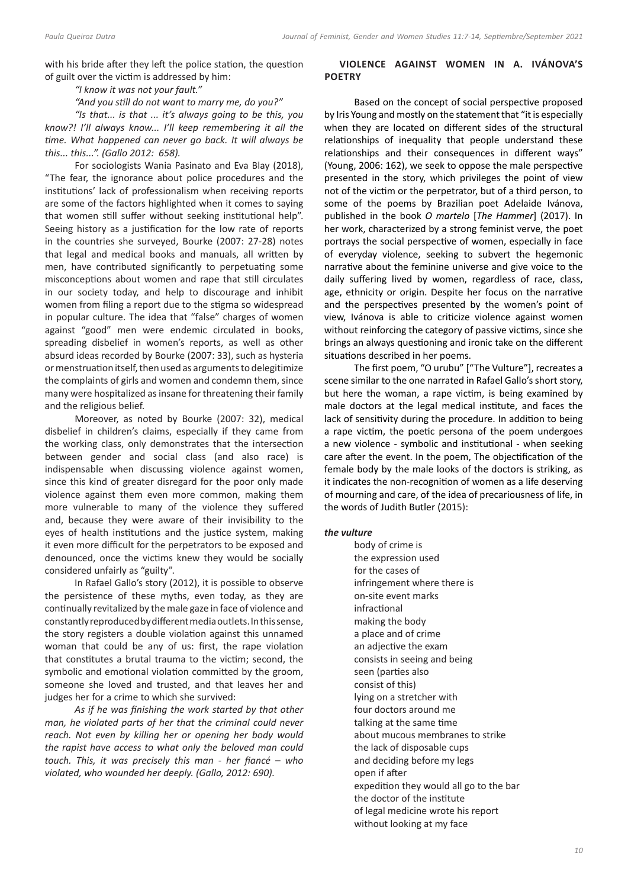with his bride after they left the police station, the question of guilt over the victim is addressed by him:

*"I know it was not your fault."*

*"And you still do not want to marry me, do you?"*

*"Is that... is that ... it's always going to be this, you know?! I'll always know... I'll keep remembering it all the time. What happened can never go back. It will always be this... this...". (Gallo 2012: 658).*

For sociologists Wania Pasinato and Eva Blay (2018), "The fear, the ignorance about police procedures and the institutions' lack of professionalism when receiving reports are some of the factors highlighted when it comes to saying that women still suffer without seeking institutional help". Seeing history as a justification for the low rate of reports in the countries she surveyed, Bourke (2007: 27-28) notes that legal and medical books and manuals, all written by men, have contributed significantly to perpetuating some misconceptions about women and rape that still circulates in our society today, and help to discourage and inhibit women from filing a report due to the stigma so widespread in popular culture. The idea that "false" charges of women against "good" men were endemic circulated in books, spreading disbelief in women's reports, as well as other absurd ideas recorded by Bourke (2007: 33), such as hysteria or menstruation itself, then used as arguments to delegitimize the complaints of girls and women and condemn them, since many were hospitalized as insane for threatening their family and the religious belief.

Moreover, as noted by Bourke (2007: 32), medical disbelief in children's claims, especially if they came from the working class, only demonstrates that the intersection between gender and social class (and also race) is indispensable when discussing violence against women, since this kind of greater disregard for the poor only made violence against them even more common, making them more vulnerable to many of the violence they suffered and, because they were aware of their invisibility to the eyes of health institutions and the justice system, making it even more difficult for the perpetrators to be exposed and denounced, once the victims knew they would be socially considered unfairly as "guilty".

In Rafael Gallo's story (2012), it is possible to observe the persistence of these myths, even today, as they are continually revitalized by the male gaze in face of violence and constantly reproduced by different media outlets. In this sense, the story registers a double violation against this unnamed woman that could be any of us: first, the rape violation that constitutes a brutal trauma to the victim; second, the symbolic and emotional violation committed by the groom, someone she loved and trusted, and that leaves her and judges her for a crime to which she survived:

*As if he was finishing the work started by that other man, he violated parts of her that the criminal could never reach. Not even by killing her or opening her body would the rapist have access to what only the beloved man could touch. This, it was precisely this man - her fiancé – who violated, who wounded her deeply. (Gallo, 2012: 690).*

## VIOLENCE AGAINST WOMEN IN A. IVÁNOVA'S POETRY

Based on the concept of social perspective proposed by Iris Young and mostly on the statement that "it is especially when they are located on different sides of the structural relationships of inequality that people understand these relationships and their consequences in different ways" (Young, 2006: 162), we seek to oppose the male perspective presented in the story, which privileges the point of view not of the victim or the perpetrator, but of a third person, to some of the poems by Brazilian poet Adelaide Ivánova, published in the book *O martelo* [*The Hammer*] (2017). In her work, characterized by a strong feminist verve, the poet portrays the social perspective of women, especially in face of everyday violence, seeking to subvert the hegemonic narrative about the feminine universe and give voice to the daily suffering lived by women, regardless of race, class, age, ethnicity or origin. Despite her focus on the narrative and the perspectives presented by the women's point of view, Ivánova is able to criticize violence against women without reinforcing the category of passive victims, since she brings an always questioning and ironic take on the different situations described in her poems.

The first poem, "O urubu" ["The Vulture"], recreates a scene similar to the one narrated in Rafael Gallo's short story, but here the woman, a rape victim, is being examined by male doctors at the legal medical institute, and faces the lack of sensitivity during the procedure. In addition to being a rape victim, the poetic persona of the poem undergoes a new violence - symbolic and institutional - when seeking care after the event. In the poem, The objectification of the female body by the male looks of the doctors is striking, as it indicates the non-recognition of women as a life deserving of mourning and care, of the idea of precariousness of life, in the words of Judith Butler (2015):

***the vulture***

body of crime is  
the expression used  
for the cases of  
infringement where there is  
on-site event marks  
infractional  
making the body  
a place and of crime  
an adjective the exam  
consists in seeing and being  
seen (parties also  
consist of this)  
lying on a stretcher with  
four doctors around me  
talking at the same time  
about mucous membranes to strike  
the lack of disposable cups  
and deciding before my legs  
open if after  
expedition they would all go to the bar  
the doctor of the institute  
of legal medicine wrote his report  
without looking at my face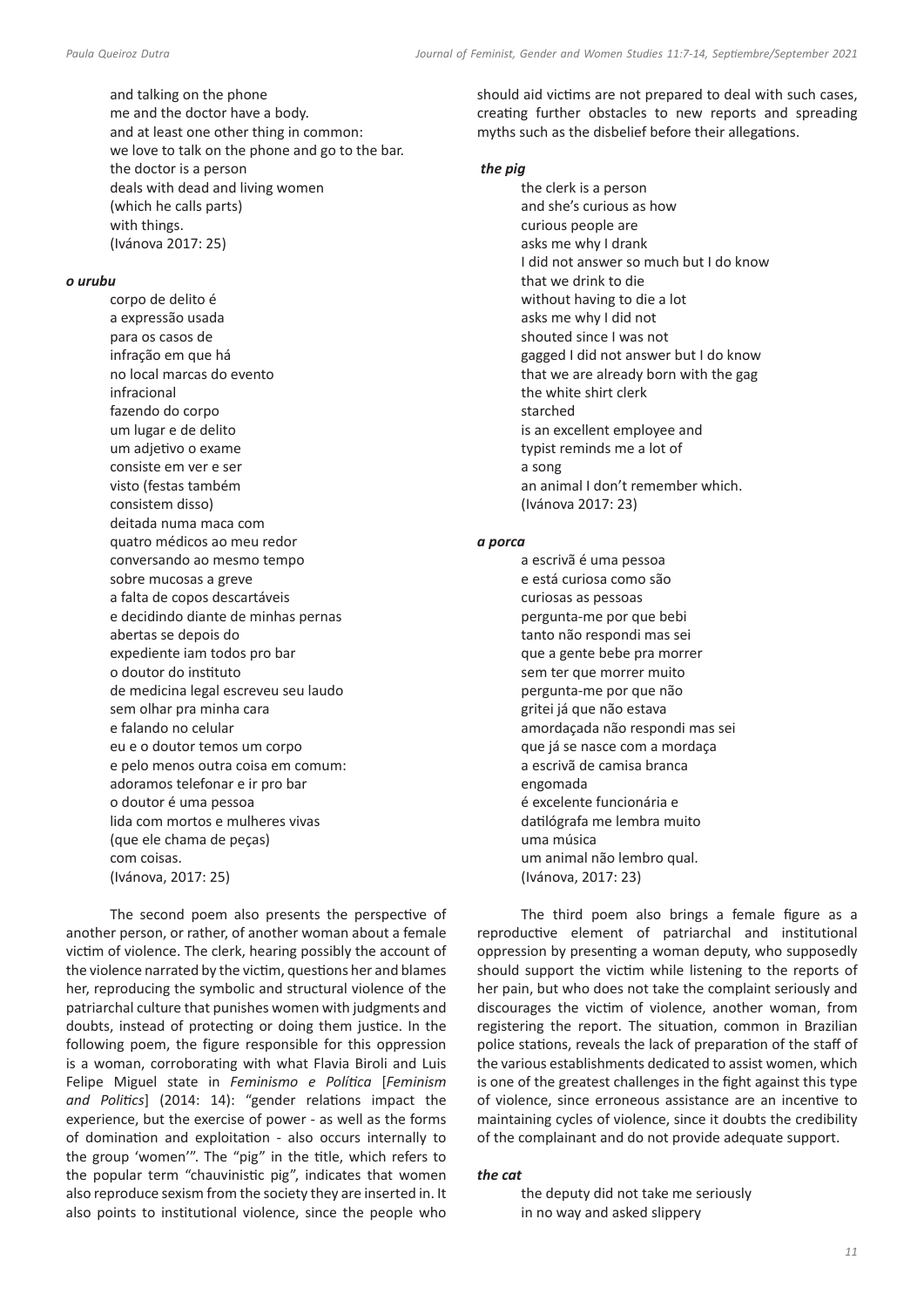and talking on the phone
me and the doctor have a body.
and at least one other thing in common:
we love to talk on the phone and go to the bar.
the doctor is a person
deals with dead and living women
(which he calls parts)
with things.
(Ivánova 2017: 25)

***o urubu***

corpo de delito é
a expressão usada
para os casos de
infração em que há
no local marcas do evento
infracional
fazendo do corpo
um lugar e de delito
um adjetivo o exame
consiste em ver e ser
visto (festas também
consistem disso)
deitada numa maca com
quatro médicos ao meu redor
conversando ao mesmo tempo
sobre mucosas a greve
a falta de copos descartáveis
e decidindo diante de minhas pernas
abertas se depois do
expediente iam todos pro bar
o doutor do instituto
de medicina legal escreveu seu laudo
sem olhar pra minha cara
e falando no celular
eu e o doutor temos um corpo
e pelo menos outra coisa em comum:
adoramos telefonar e ir pro bar
o doutor é uma pessoa
lida com mortos e mulheres vivas
(que ele chama de peças)
com coisas.
(Ivánova, 2017: 25)

The second poem also presents the perspective of another person, or rather, of another woman about a female victim of violence. The clerk, hearing possibly the account of the violence narrated by the victim, questions her and blames her, reproducing the symbolic and structural violence of the patriarchal culture that punishes women with judgments and doubts, instead of protecting or doing them justice. In the following poem, the figure responsible for this oppression is a woman, corroborating with what Flavia Biroli and Luis Felipe Miguel state in *Feminismo e Política* [*Feminism and Politics*] (2014: 14): "gender relations impact the experience, but the exercise of power - as well as the forms of domination and exploitation - also occurs internally to the group 'women'". The "pig" in the title, which refers to the popular term "chauvinistic pig", indicates that women also reproduce sexism from the society they are inserted in. It also points to institutional violence, since the people who should aid victims are not prepared to deal with such cases, creating further obstacles to new reports and spreading myths such as the disbelief before their allegations.

***the pig***

the clerk is a person
and she's curious as how
curious people are
asks me why I drank
I did not answer so much but I do know
that we drink to die
without having to die a lot
asks me why I did not
shouted since I was not
gagged I did not answer but I do know
that we are already born with the gag
the white shirt clerk
starched
is an excellent employee and
typist reminds me a lot of
a song
an animal I don't remember which.
(Ivánova 2017: 23)

***a porca***

a escrivã é uma pessoa
e está curiosa como são
curiosas as pessoas
pergunta-me por que bebi
tanto não respondi mas sei
que a gente bebe pra morrer
sem ter que morrer muito
pergunta-me por que não
gritei já que não estava
amordaçada não respondi mas sei
que já se nasce com a mordaça
a escrivã de camisa branca
engomada
é excelente funcionária e
datilógrafa me lembra muito
uma música
um animal não lembro qual.
(Ivánova, 2017: 23)

The third poem also brings a female figure as a reproductive element of patriarchal and institutional oppression by presenting a woman deputy, who supposedly should support the victim while listening to the reports of her pain, but who does not take the complaint seriously and discourages the victim of violence, another woman, from registering the report. The situation, common in Brazilian police stations, reveals the lack of preparation of the staff of the various establishments dedicated to assist women, which is one of the greatest challenges in the fight against this type of violence, since erroneous assistance are an incentive to maintaining cycles of violence, since it doubts the credibility of the complainant and do not provide adequate support.

***the cat***

the deputy did not take me seriously
in no way and asked slippery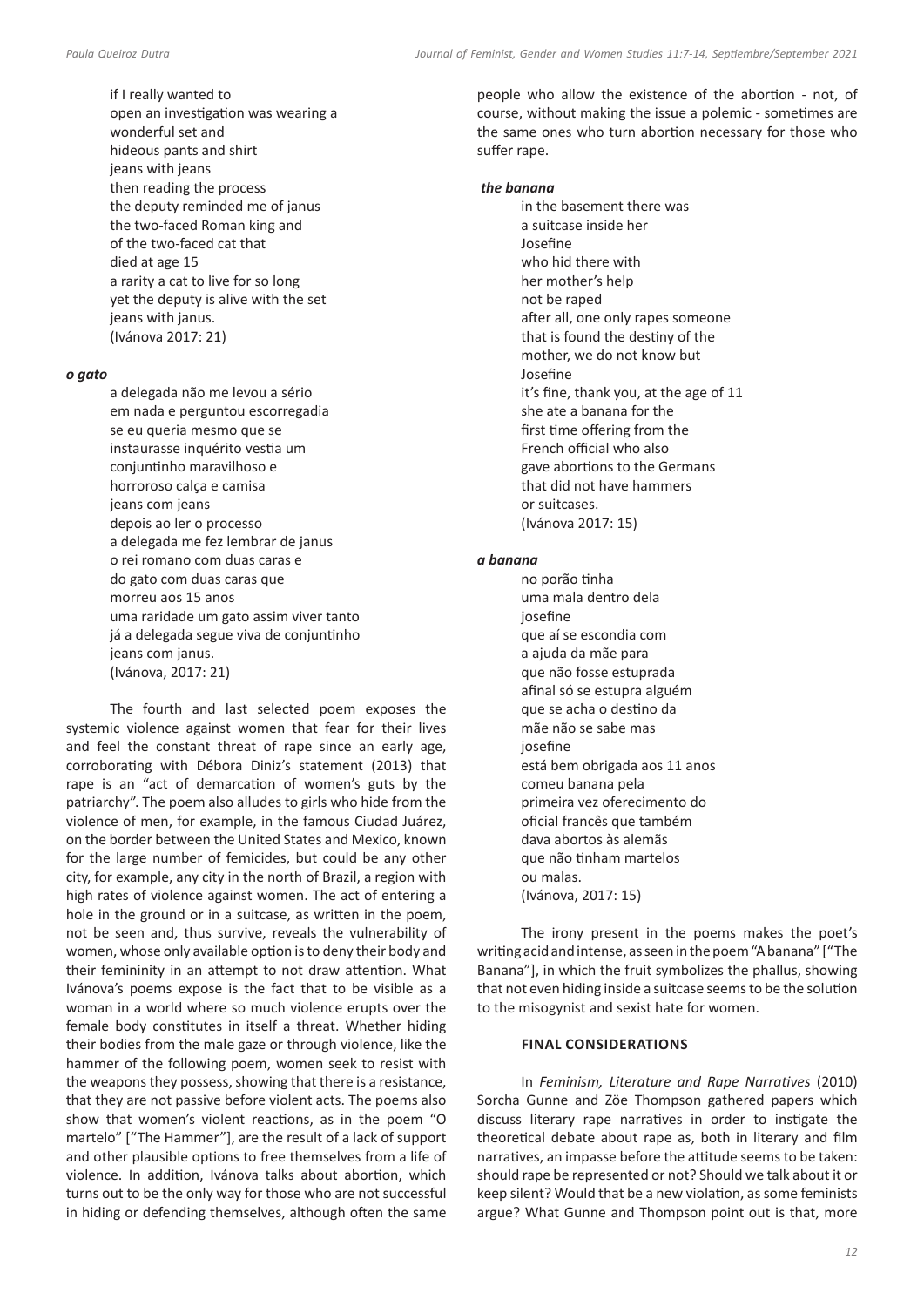if I really wanted to
open an investigation was wearing a
wonderful set and
hideous pants and shirt
jeans with jeans
then reading the process
the deputy reminded me of janus
the two-faced Roman king and
of the two-faced cat that
died at age 15
a rarity a cat to live for so long
yet the deputy is alive with the set
jeans with janus.
(Iványova 2017: 21)

***o gato***

a delegada não me levou a sério
em nada e perguntou escorregadia
se eu queria mesmo que se
instaurasse inquérito vestia um
conjuntinho maravilhoso e
horroroso calça e camisa
jeans com jeans
depois ao ler o processo
a delegada me fez lembrar de janus
o rei romano com duas caras e
do gato com duas caras que
morreu aos 15 anos
uma raridade um gato assim viver tanto
já a delegada segue viva de conjuntinho
jeans com janus.
(Iványova, 2017: 21)

The fourth and last selected poem exposes the systemic violence against women that fear for their lives and feel the constant threat of rape since an early age, corroborating with Débora Diniz's statement (2013) that rape is an "act of demarcation of women's guts by the patriarchy". The poem also alludes to girls who hide from the violence of men, for example, in the famous Ciudad Juárez, on the border between the United States and Mexico, known for the large number of femicides, but could be any other city, for example, any city in the north of Brazil, a region with high rates of violence against women. The act of entering a hole in the ground or in a suitcase, as written in the poem, not be seen and, thus survive, reveals the vulnerability of women, whose only available option is to deny their body and their femininity in an attempt to not draw attention. What Iványova's poems expose is the fact that to be visible as a woman in a world where so much violence erupts over the female body constitutes in itself a threat. Whether hiding their bodies from the male gaze or through violence, like the hammer of the following poem, women seek to resist with the weapons they possess, showing that there is a resistance, that they are not passive before violent acts. The poems also show that women's violent reactions, as in the poem "O martelo" ["The Hammer"], are the result of a lack of support and other plausible options to free themselves from a life of violence. In addition, Iványova talks about abortion, which turns out to be the only way for those who are not successful in hiding or defending themselves, although often the same people who allow the existence of the abortion - not, of course, without making the issue a polemic - sometimes are the same ones who turn abortion necessary for those who suffer rape.

***the banana***

in the basement there was
a suitcase inside her
Josefine
who hid there with
her mother's help
not be raped
after all, one only rapes someone
that is found the destiny of the
mother, we do not know but
Josefine
it's fine, thank you, at the age of 11
she ate a banana for the
first time offering from the
French official who also
gave abortions to the Germans
that did not have hammers
or suitcases.
(Iványova 2017: 15)

***a banana***

no porão tinha
uma mala dentro dela
josefine
que aí se escondia com
a ajuda da mãe para
que não fosse estuprada
afinal só se estupra alguém
que se acha o destino da
mãe não se sabe mas
josefine
está bem obrigada aos 11 anos
comeu banana pela
primeira vez oferecimento do
oficial francês que também
dava abortos às alemãs
que não tinham martelos
ou malas.
(Iványova, 2017: 15)

The irony present in the poems makes the poet's writing acid and intense, as seen in the poem "A banana" ["The Banana"], in which the fruit symbolizes the phallus, showing that not even hiding inside a suitcase seems to be the solution to the misogynist and sexist hate for women.

## FINAL CONSIDERATIONS

In *Feminism, Literature and Rape Narratives* (2010) Sorcha Gunne and Zöe Thompson gathered papers which discuss literary rape narratives in order to instigate the theoretical debate about rape as, both in literary and film narratives, an impasse before the attitude seems to be taken: should rape be represented or not? Should we talk about it or keep silent? Would that be a new violation, as some feminists argue? What Gunne and Thompson point out is that, more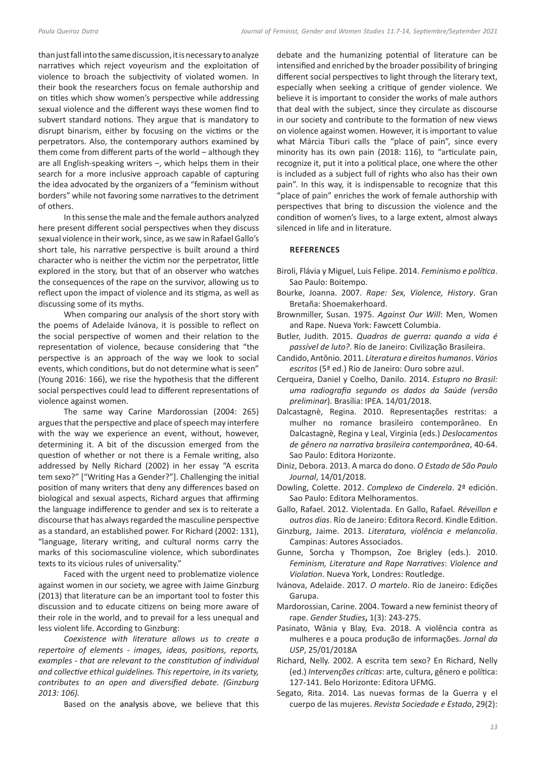than just fall into the same discussion, it is necessary to analyze narratives which reject voyeurism and the exploitation of violence to broach the subjectivity of violated women. In their book the researchers focus on female authorship and on titles which show women's perspective while addressing sexual violence and the different ways these women find to subvert standard notions. They argue that is mandatory to disrupt binarism, either by focusing on the victims or the perpetrators. Also, the contemporary authors examined by them come from different parts of the world – although they are all English-speaking writers –, which helps them in their search for a more inclusive approach capable of capturing the idea advocated by the organizers of a "feminism without borders" while not favoring some narratives to the detriment of others.

In this sense the male and the female authors analyzed here present different social perspectives when they discuss sexual violence in their work, since, as we saw in Rafael Gallo's short tale, his narrative perspective is built around a third character who is neither the victim nor the perpetrator, little explored in the story, but that of an observer who watches the consequences of the rape on the survivor, allowing us to reflect upon the impact of violence and its stigma, as well as discussing some of its myths.

When comparing our analysis of the short story with the poems of Adelaide Ivánova, it is possible to reflect on the social perspective of women and their relation to the representation of violence, because considering that "the perspective is an approach of the way we look to social events, which conditions, but do not determine what is seen" (Young 2016: 166), we rise the hypothesis that the different social perspectives could lead to different representations of violence against women.

The same way Carine Mardorossian (2004: 265) argues that the perspective and place of speech may interfere with the way we experience an event, without, however, determining it. A bit of the discussion emerged from the question of whether or not there is a Female writing, also addressed by Nelly Richard (2002) in her essay "A escrita tem sexo?" ["Writing Has a Gender?"]. Challenging the initial position of many writers that deny any differences based on biological and sexual aspects, Richard argues that affirming the language indifference to gender and sex is to reiterate a discourse that has always regarded the masculine perspective as a standard, an established power. For Richard (2002: 131), "language, literary writing, and cultural norms carry the marks of this sociomasculine violence, which subordinates texts to its vicious rules of universality."

Faced with the urgent need to problematize violence against women in our society, we agree with Jaime Ginzburg (2013) that literature can be an important tool to foster this discussion and to educate citizens on being more aware of their role in the world, and to prevail for a less unequal and less violent life. According to Ginzburg:

*Coexistence with literature allows us to create a repertoire of elements - images, ideas, positions, reports, examples - that are relevant to the constitution of individual and collective ethical guidelines. This repertoire, in its variety, contributes to an open and diversified debate. (Ginzburg 2013: 106).*

Based on the analysis above, we believe that this debate and the humanizing potential of literature can be intensified and enriched by the broader possibility of bringing different social perspectives to light through the literary text, especially when seeking a critique of gender violence. We believe it is important to consider the works of male authors that deal with the subject, since they circulate as discourse in our society and contribute to the formation of new views on violence against women. However, it is important to value what Márcia Tiburi calls the "place of pain", since every minority has its own pain (2018: 116), to "articulate pain, recognize it, put it into a political place, one where the other is included as a subject full of rights who also has their own pain". In this way, it is indispensable to recognize that this "place of pain" enriches the work of female authorship with perspectives that bring to discussion the violence and the condition of women's lives, to a large extent, almost always silenced in life and in literature.

## REFERENCES

Biroli, Flávia y Miguel, Luis Felipe. 2014. *Feminismo e política*. Sao Paulo: Boitempo.

Bourke, Joanna. 2007. *Rape: Sex, Violence, History*. Gran Bretaña: Shoemakerhoard.

Brownmiller, Susan. 1975. *Against Our Will*: Men, Women and Rape. Nueva York: Fawcett Columbia.

Butler, Judith. 2015. *Quadros de guerra: quando a vida é passível de luto?*. Río de Janeiro: Civilização Brasileira.

Candido, Antônio. 2011. *Literatura e direitos humanos*. *Vários escritos* (5ª ed.) Río de Janeiro: Ouro sobre azul.

Cerqueira, Daniel y Coelho, Danilo. 2014. *Estupro no Brasil: uma radiografia segundo os dados da Saúde (versão preliminar*). Brasília: IPEA. 14/01/2018.

Dalcastagnè, Regina. 2010. Representações restritas: a mulher no romance brasileiro contemporâneo. En Dalcastagnè, Regina y Leal, Virginia (eds.) *Deslocamentos de gênero na narrativa brasileira contemporânea*, 40-64. Sao Paulo: Editora Horizonte.

Diniz, Debora. 2013. A marca do dono. *O Estado de São Paulo Journal*, 14/01/2018.

Dowling, Colette. 2012. *Complexo de Cinderela*. 2ª edición. Sao Paulo: Editora Melhoramentos.

Gallo, Rafael. 2012. Violentada. En Gallo, Rafael. *Réveillon e outros dias*. Río de Janeiro: Editora Record. Kindle Edition.

Ginzburg, Jaime. 2013. *Literatura, violência e melancolia*. Campinas: Autores Associados.

Gunne, Sorcha y Thompson, Zoe Brigley (eds.). 2010. *Feminism, Literature and Rape Narratives*: *Violence and Violation*. Nueva York, Londres: Routledge.

Ivánova, Adelaide. 2017. *O martelo*. Río de Janeiro: Edições Garupa.

Mardorossian, Carine. 2004. Toward a new feminist theory of rape. *Gender Studies*, 1(3): 243-275.

Pasinato, Wânia y Blay, Eva. 2018. A violência contra as mulheres e a pouca produção de informações. *Jornal da USP*, 25/01/2018A

Richard, Nelly. 2002. A escrita tem sexo? En Richard, Nelly (ed.) *Intervenções críticas*: arte, cultura, gênero e política: 127-141. Belo Horizonte: Editora UFMG.

Segato, Rita. 2014. Las nuevas formas de la Guerra y el cuerpo de las mujeres. *Revista Sociedade e Estado*, 29(2):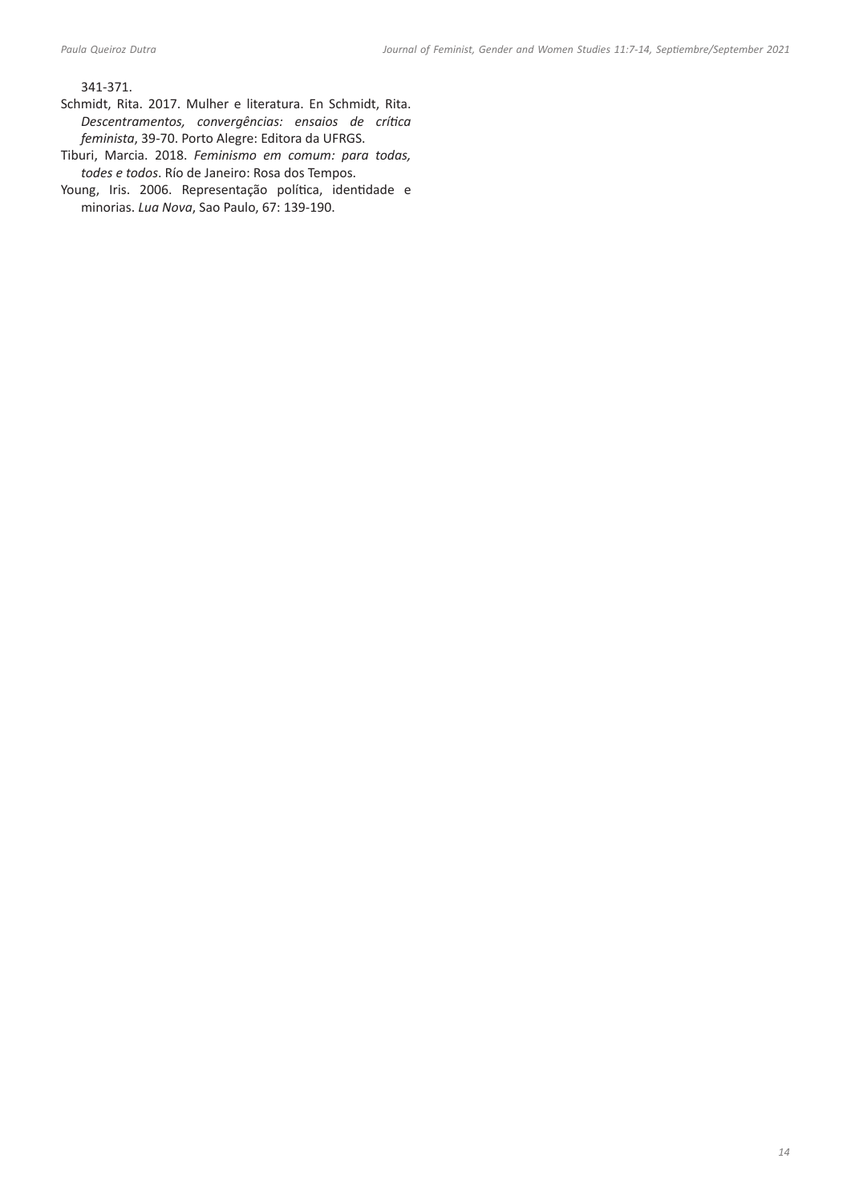341-371.

Schmidt, Rita. 2017. Mulher e literatura. En Schmidt, Rita. *Descentramentos, convergências: ensaios de crítica feminista*, 39-70. Porto Alegre: Editora da UFRGS.

Tiburi, Marcia. 2018. *Feminismo em comum: para todas, todes e todos*. Río de Janeiro: Rosa dos Tempos.

Young, Iris. 2006. Representação política, identidade e minorias. *Lua Nova*, Sao Paulo, 67: 139-190.